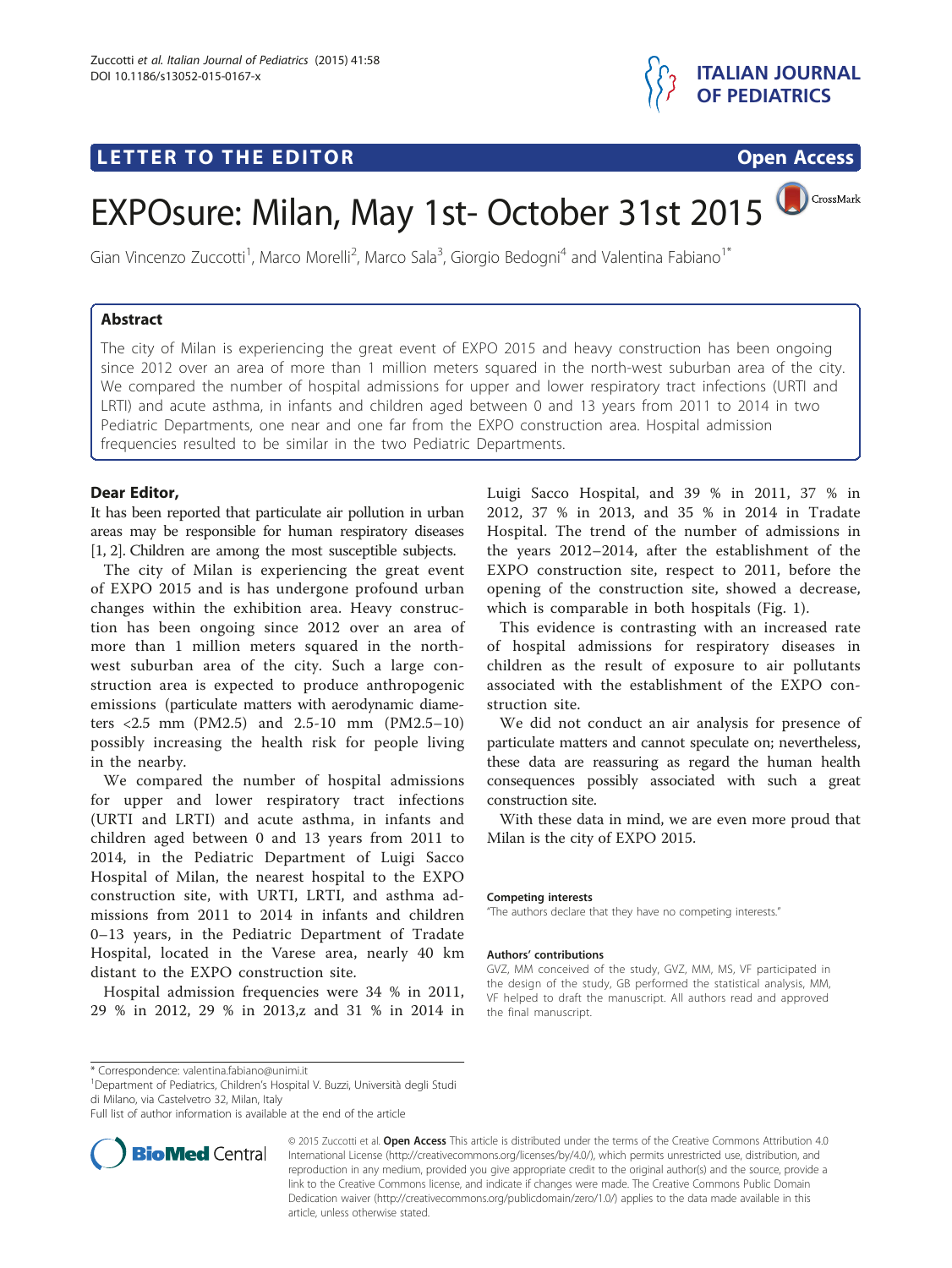# LETTER TO THE EDITOR

**Open Access**

# EXPOsure: Milan, May 1st- October 31st 2015

Gian Vincenzo Zuccotti[1], Marco Morelli[2], Marco Sala[3], Giorgio Bedogni[4] and Valentina Fabiano[1*]

## Abstract

The city of Milan is experiencing the great event of EXPO 2015 and heavy construction has been ongoing since 2012 over an area of more than 1 million meters squared in the north-west suburban area of the city. We compared the number of hospital admissions for upper and lower respiratory tract infections (URTI and LRTI) and acute asthma, in infants and children aged between 0 and 13 years from 2011 to 2014 in two Pediatric Departments, one near and one far from the EXPO construction area. Hospital admission frequencies resulted to be similar in the two Pediatric Departments.

**Dear Editor,**

It has been reported that particulate air pollution in urban areas may be responsible for human respiratory diseases [1, 2]. Children are among the most susceptible subjects.

The city of Milan is experiencing the great event of EXPO 2015 and is has undergone profound urban changes within the exhibition area. Heavy construction has been ongoing since 2012 over an area of more than 1 million meters squared in the north-west suburban area of the city. Such a large construction area is expected to produce anthropogenic emissions (particulate matters with aerodynamic diameters <2.5 mm (PM2.5) and 2.5-10 mm (PM2.5–10) possibly increasing the health risk for people living in the nearby.

We compared the number of hospital admissions for upper and lower respiratory tract infections (URTI and LRTI) and acute asthma, in infants and children aged between 0 and 13 years from 2011 to 2014, in the Pediatric Department of Luigi Sacco Hospital of Milan, the nearest hospital to the EXPO construction site, with URTI, LRTI, and asthma admissions from 2011 to 2014 in infants and children 0–13 years, in the Pediatric Department of Tradate Hospital, located in the Varese area, nearly 40 km distant to the EXPO construction site.

Hospital admission frequencies were 34 % in 2011, 29 % in 2012, 29 % in 2013,z and 31 % in 2014 in Luigi Sacco Hospital, and 39 % in 2011, 37 % in 2012, 37 % in 2013, and 35 % in 2014 in Tradate Hospital. The trend of the number of admissions in the years 2012–2014, after the establishment of the EXPO construction site, respect to 2011, before the opening of the construction site, showed a decrease, which is comparable in both hospitals (Fig. 1).

This evidence is contrasting with an increased rate of hospital admissions for respiratory diseases in children as the result of exposure to air pollutants associated with the establishment of the EXPO construction site.

We did not conduct an air analysis for presence of particulate matters and cannot speculate on; nevertheless, these data are reassuring as regard the human health consequences possibly associated with such a great construction site.

With these data in mind, we are even more proud that Milan is the city of EXPO 2015.

#### Competing interests

"The authors declare that they have no competing interests."

#### Authors' contributions

GVZ, MM conceived of the study, GVZ, MM, MS, VF participated in the design of the study, GB performed the statistical analysis, MM, VF helped to draft the manuscript. All authors read and approved the final manuscript.

\* Correspondence: valentina.fabiano@unimi.it

[1]Department of Pediatrics, Children's Hospital V. Buzzi, Università degli Studi di Milano, via Castelvetro 32, Milan, Italy

Full list of author information is available at the end of the article

© 2015 Zuccotti et al. **Open Access** This article is distributed under the terms of the Creative Commons Attribution 4.0 International License (http://creativecommons.org/licenses/by/4.0/), which permits unrestricted use, distribution, and reproduction in any medium, provided you give appropriate credit to the original author(s) and the source, provide a link to the Creative Commons license, and indicate if changes were made. The Creative Commons Public Domain Dedication waiver (http://creativecommons.org/publicdomain/zero/1.0/) applies to the data made available in this article, unless otherwise stated.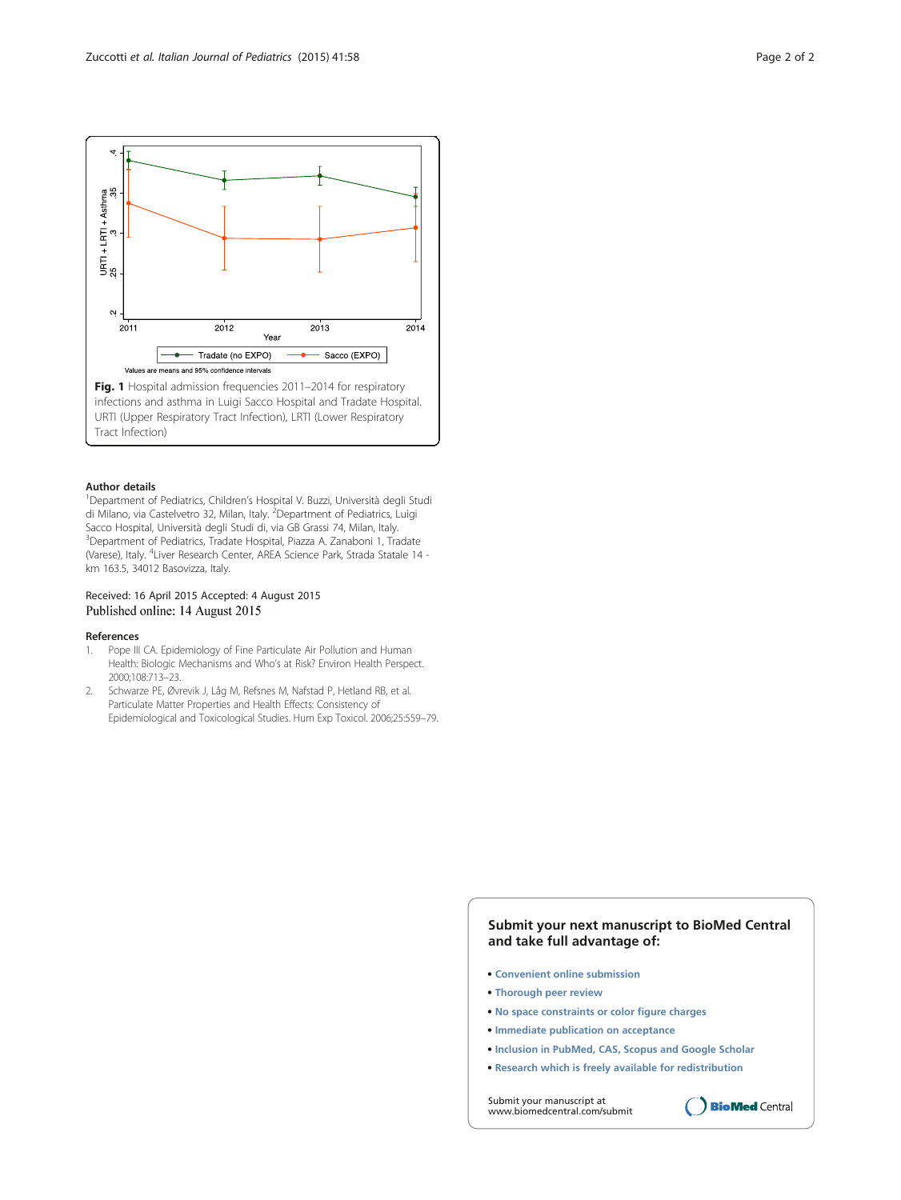.4
.35
.3
.25
.2
URTI + LRTI + Asthma
2011
2012
2013
2014
Year
Tradate (no EXPO)
Sacco (EXPO)
Values are means and 95% confidence intervals

**Fig. 1** Hospital admission frequencies 2011–2014 for respiratory infections and asthma in Luigi Sacco Hospital and Tradate Hospital. URTI (Upper Respiratory Tract Infection), LRTI (Lower Respiratory Tract Infection)

#### Author details

[1]Department of Pediatrics, Children's Hospital V. Buzzi, Università degli Studi di Milano, via Castelvetro 32, Milan, Italy. [2]Department of Pediatrics, Luigi Sacco Hospital, Università degli Studi di, via GB Grassi 74, Milan, Italy. [3]Department of Pediatrics, Tradate Hospital, Piazza A. Zanaboni 1, Tradate (Varese), Italy. [4]Liver Research Center, AREA Science Park, Strada Statale 14 - km 163.5, 34012 Basovizza, Italy.

Received: 16 April 2015 Accepted: 4 August 2015
Published online: 14 August 2015

#### References

1. Pope III CA. Epidemiology of Fine Particulate Air Pollution and Human Health: Biologic Mechanisms and Who's at Risk? Environ Health Perspect. 2000;108:713–23.
2. Schwarze PE, Øvrevik J, Låg M, Refsnes M, Nafstad P, Hetland RB, et al. Particulate Matter Properties and Health Effects: Consistency of Epidemiological and Toxicological Studies. Hum Exp Toxicol. 2006;25:559–79.

**Submit your next manuscript to BioMed Central and take full advantage of:**

- Convenient online submission
- Thorough peer review
- No space constraints or color figure charges
- Immediate publication on acceptance
- Inclusion in PubMed, CAS, Scopus and Google Scholar
- Research which is freely available for redistribution

Submit your manuscript at
www.biomedcentral.com/submit

BioMed Central